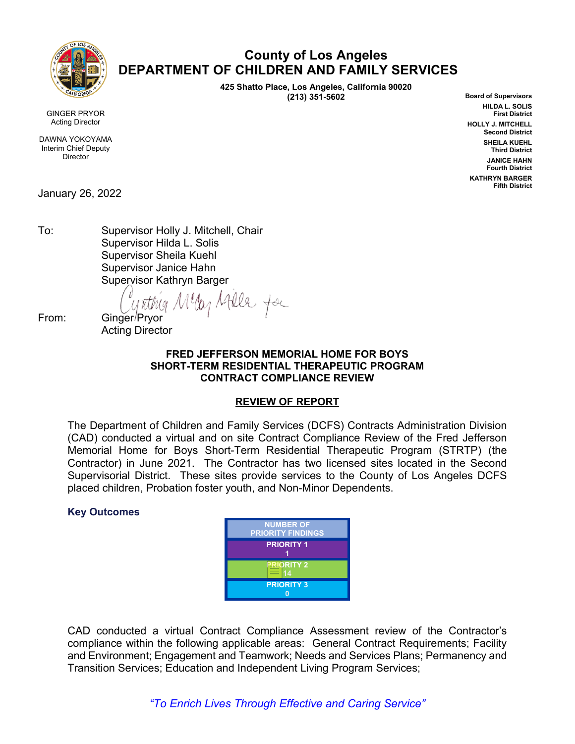# County of Los Angeles
# DEPARTMENT OF CHILDREN AND FAMILY SERVICES

**425 Shatto Place, Los Angeles, California 90020**
**(213) 351-5602**

GINGER PRYOR
Acting Director

DAWNA YOKOYAMA
Interim Chief Deputy
Director

**Board of Supervisors**
**HILDA L. SOLIS**
**First District**
**HOLLY J. MITCHELL**
**Second District**
**SHEILA KUEHL**
**Third District**
**JANICE HAHN**
**Fourth District**
**KATHRYN BARGER**
**Fifth District**

January 26, 2022

To: Supervisor Holly J. Mitchell, Chair
Supervisor Hilda L. Solis
Supervisor Sheila Kuehl
Supervisor Janice Hahn
Supervisor Kathryn Barger

From: Ginger Pryor
Acting Director

**FRED JEFFERSON MEMORIAL HOME FOR BOYS**
**SHORT-TERM RESIDENTIAL THERAPEUTIC PROGRAM**
**CONTRACT COMPLIANCE REVIEW**

**REVIEW OF REPORT**

The Department of Children and Family Services (DCFS) Contracts Administration Division (CAD) conducted a virtual and on site Contract Compliance Review of the Fred Jefferson Memorial Home for Boys Short-Term Residential Therapeutic Program (STRTP) (the Contractor) in June 2021. The Contractor has two licensed sites located in the Second Supervisorial District. These sites provide services to the County of Los Angeles DCFS placed children, Probation foster youth, and Non-Minor Dependents.

### Key Outcomes

| NUMBER OF PRIORITY FINDINGS |
|---|
| PRIORITY 1<br>1 |
| PRIORITY 2<br>14 |
| PRIORITY 3<br>0 |

CAD conducted a virtual Contract Compliance Assessment review of the Contractor's compliance within the following applicable areas: General Contract Requirements; Facility and Environment; Engagement and Teamwork; Needs and Services Plans; Permanency and Transition Services; Education and Independent Living Program Services;

*"To Enrich Lives Through Effective and Caring Service"*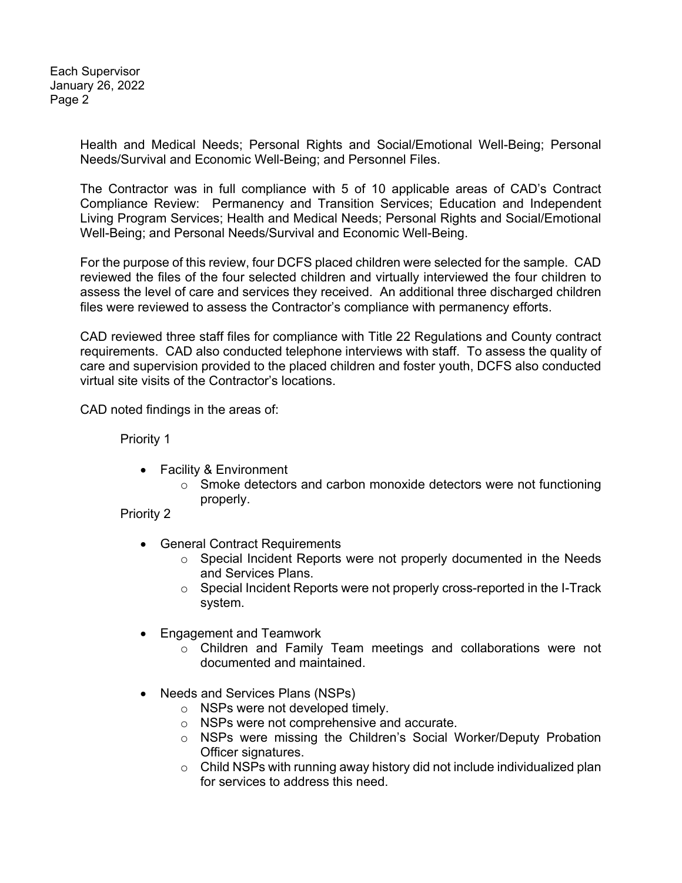Health and Medical Needs; Personal Rights and Social/Emotional Well-Being; Personal Needs/Survival and Economic Well-Being; and Personnel Files.

The Contractor was in full compliance with 5 of 10 applicable areas of CAD's Contract Compliance Review: Permanency and Transition Services; Education and Independent Living Program Services; Health and Medical Needs; Personal Rights and Social/Emotional Well-Being; and Personal Needs/Survival and Economic Well-Being.

For the purpose of this review, four DCFS placed children were selected for the sample. CAD reviewed the files of the four selected children and virtually interviewed the four children to assess the level of care and services they received. An additional three discharged children files were reviewed to assess the Contractor's compliance with permanency efforts.

CAD reviewed three staff files for compliance with Title 22 Regulations and County contract requirements. CAD also conducted telephone interviews with staff. To assess the quality of care and supervision provided to the placed children and foster youth, DCFS also conducted virtual site visits of the Contractor's locations.

CAD noted findings in the areas of:

Priority 1

- Facility & Environment
  - Smoke detectors and carbon monoxide detectors were not functioning properly.

Priority 2

- General Contract Requirements
  - Special Incident Reports were not properly documented in the Needs and Services Plans.
  - Special Incident Reports were not properly cross-reported in the I-Track system.
- Engagement and Teamwork
  - Children and Family Team meetings and collaborations were not documented and maintained.
- Needs and Services Plans (NSPs)
  - NSPs were not developed timely.
  - NSPs were not comprehensive and accurate.
  - NSPs were missing the Children's Social Worker/Deputy Probation Officer signatures.
  - Child NSPs with running away history did not include individualized plan for services to address this need.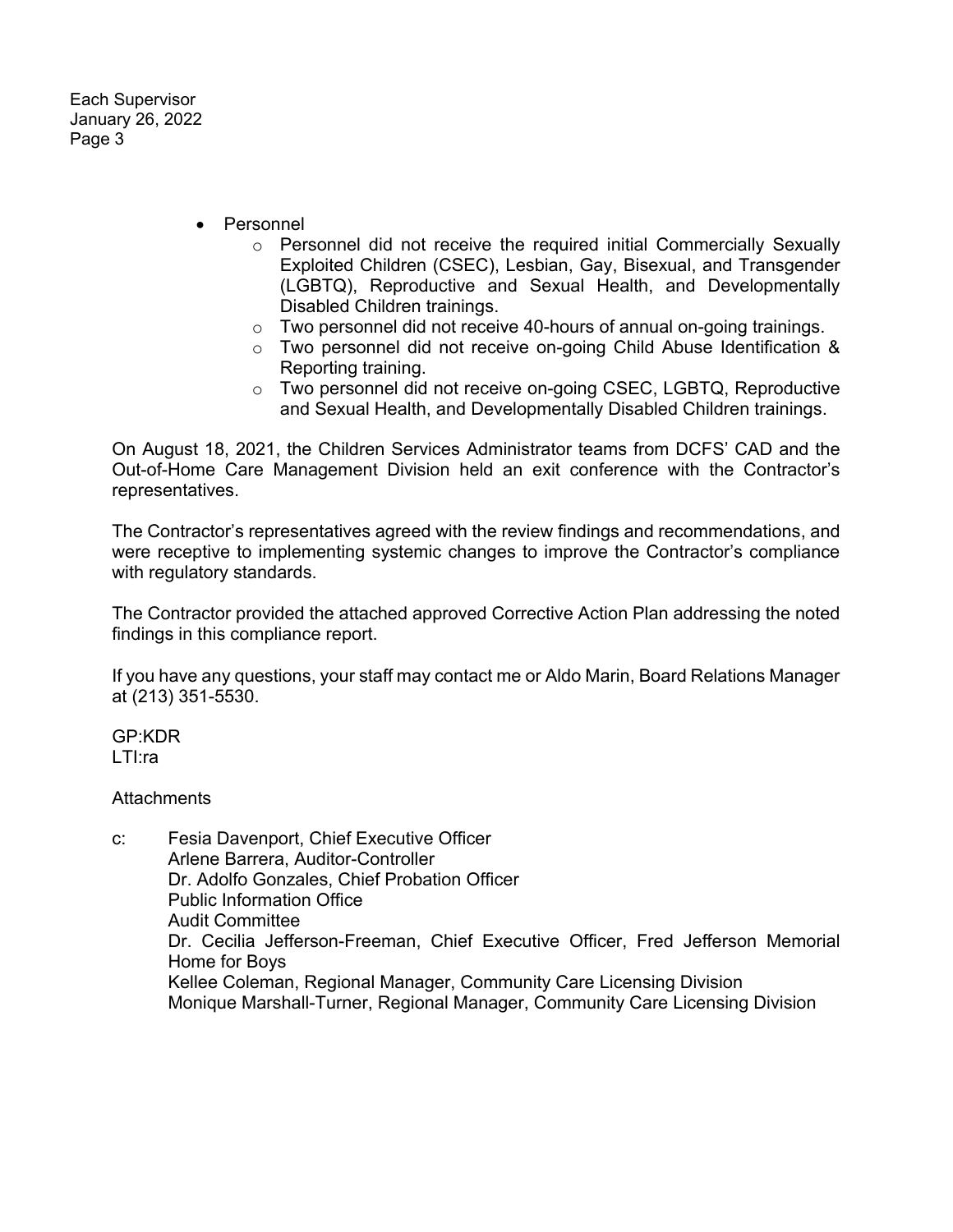- Personnel
  - Personnel did not receive the required initial Commercially Sexually Exploited Children (CSEC), Lesbian, Gay, Bisexual, and Transgender (LGBTQ), Reproductive and Sexual Health, and Developmentally Disabled Children trainings.
  - Two personnel did not receive 40-hours of annual on-going trainings.
  - Two personnel did not receive on-going Child Abuse Identification & Reporting training.
  - Two personnel did not receive on-going CSEC, LGBTQ, Reproductive and Sexual Health, and Developmentally Disabled Children trainings.

On August 18, 2021, the Children Services Administrator teams from DCFS' CAD and the Out-of-Home Care Management Division held an exit conference with the Contractor's representatives.

The Contractor's representatives agreed with the review findings and recommendations, and were receptive to implementing systemic changes to improve the Contractor's compliance with regulatory standards.

The Contractor provided the attached approved Corrective Action Plan addressing the noted findings in this compliance report.

If you have any questions, your staff may contact me or Aldo Marin, Board Relations Manager at (213) 351-5530.

GP:KDR
LTI:ra

Attachments

c: Fesia Davenport, Chief Executive Officer
Arlene Barrera, Auditor-Controller
Dr. Adolfo Gonzales, Chief Probation Officer
Public Information Office
Audit Committee
Dr. Cecilia Jefferson-Freeman, Chief Executive Officer, Fred Jefferson Memorial Home for Boys
Kellee Coleman, Regional Manager, Community Care Licensing Division
Monique Marshall-Turner, Regional Manager, Community Care Licensing Division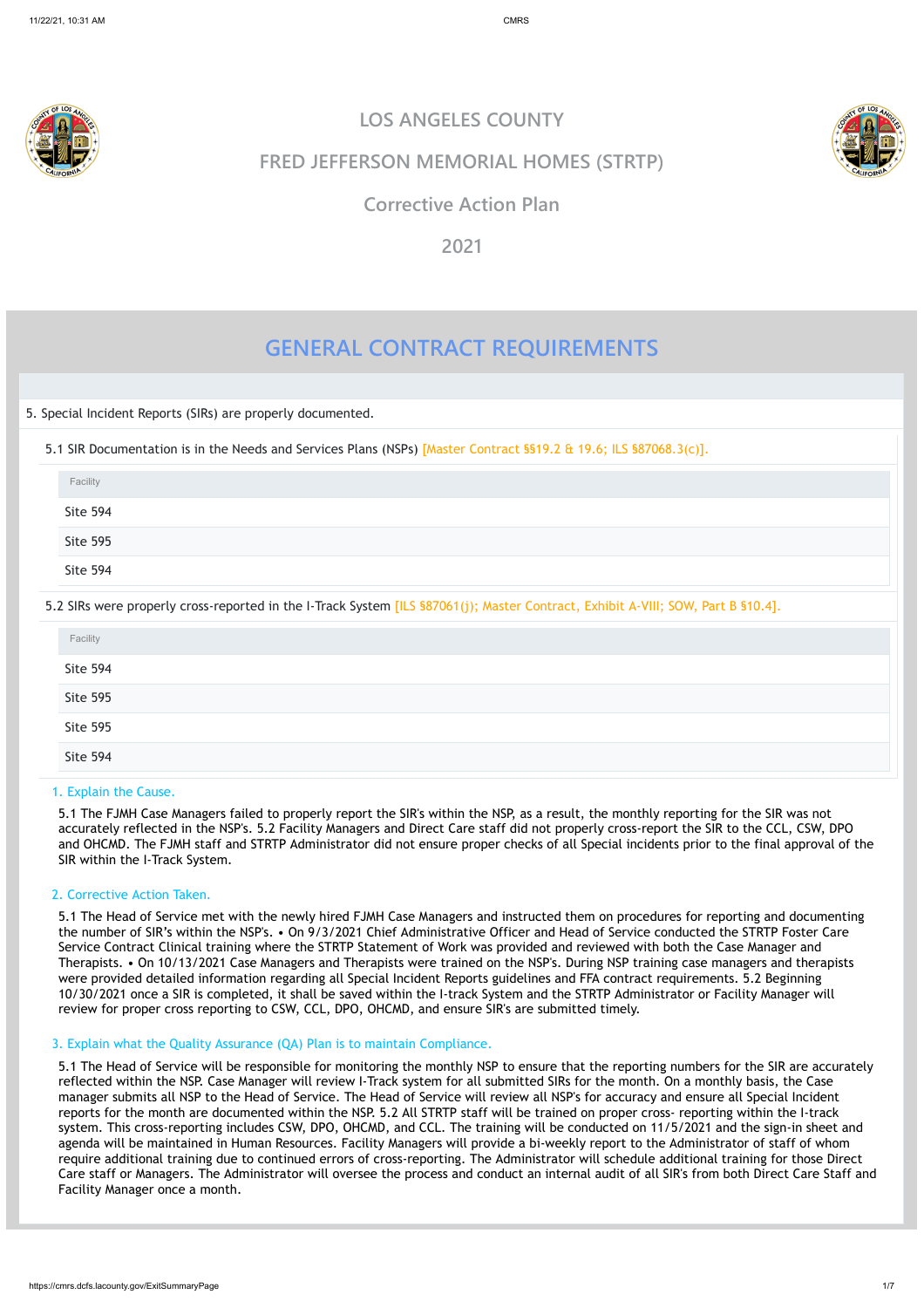# LOS ANGELES COUNTY

## FRED JEFFERSON MEMORIAL HOMES (STRTP)

## Corrective Action Plan

## 2021

# GENERAL CONTRACT REQUIREMENTS

5. Special Incident Reports (SIRs) are properly documented.

5.1 SIR Documentation is in the Needs and Services Plans (NSPs) [Master Contract §§19.2 & 19.6; ILS §87068.3(c)].

| Facility |
| --- |
| Site 594 |
| Site 595 |
| Site 594 |

5.2 SIRs were properly cross-reported in the I-Track System [ILS §87061(j); Master Contract, Exhibit A-VIII; SOW, Part B §10.4].

| Facility |
| --- |
| Site 594 |
| Site 595 |
| Site 595 |
| Site 594 |

### 1. Explain the Cause.

5.1 The FJMH Case Managers failed to properly report the SIR's within the NSP, as a result, the monthly reporting for the SIR was not accurately reflected in the NSP's. 5.2 Facility Managers and Direct Care staff did not properly cross-report the SIR to the CCL, CSW, DPO and OHCMD. The FJMH staff and STRTP Administrator did not ensure proper checks of all Special incidents prior to the final approval of the SIR within the I-Track System.

### 2. Corrective Action Taken.

5.1 The Head of Service met with the newly hired FJMH Case Managers and instructed them on procedures for reporting and documenting the number of SIR's within the NSP's. • On 9/3/2021 Chief Administrative Officer and Head of Service conducted the STRTP Foster Care Service Contract Clinical training where the STRTP Statement of Work was provided and reviewed with both the Case Manager and Therapists. • On 10/13/2021 Case Managers and Therapists were trained on the NSP's. During NSP training case managers and therapists were provided detailed information regarding all Special Incident Reports guidelines and FFA contract requirements. 5.2 Beginning 10/30/2021 once a SIR is completed, it shall be saved within the I-track System and the STRTP Administrator or Facility Manager will review for proper cross reporting to CSW, CCL, DPO, OHCMD, and ensure SIR's are submitted timely.

### 3. Explain what the Quality Assurance (QA) Plan is to maintain Compliance.

5.1 The Head of Service will be responsible for monitoring the monthly NSP to ensure that the reporting numbers for the SIR are accurately reflected within the NSP. Case Manager will review I-Track system for all submitted SIRs for the month. On a monthly basis, the Case manager submits all NSP to the Head of Service. The Head of Service will review all NSP's for accuracy and ensure all Special Incident reports for the month are documented within the NSP. 5.2 All STRTP staff will be trained on proper cross- reporting within the I-track system. This cross-reporting includes CSW, DPO, OHCMD, and CCL. The training will be conducted on 11/5/2021 and the sign-in sheet and agenda will be maintained in Human Resources. Facility Managers will provide a bi-weekly report to the Administrator of staff of whom require additional training due to continued errors of cross-reporting. The Administrator will schedule additional training for those Direct Care staff or Managers. The Administrator will oversee the process and conduct an internal audit of all SIR's from both Direct Care Staff and Facility Manager once a month.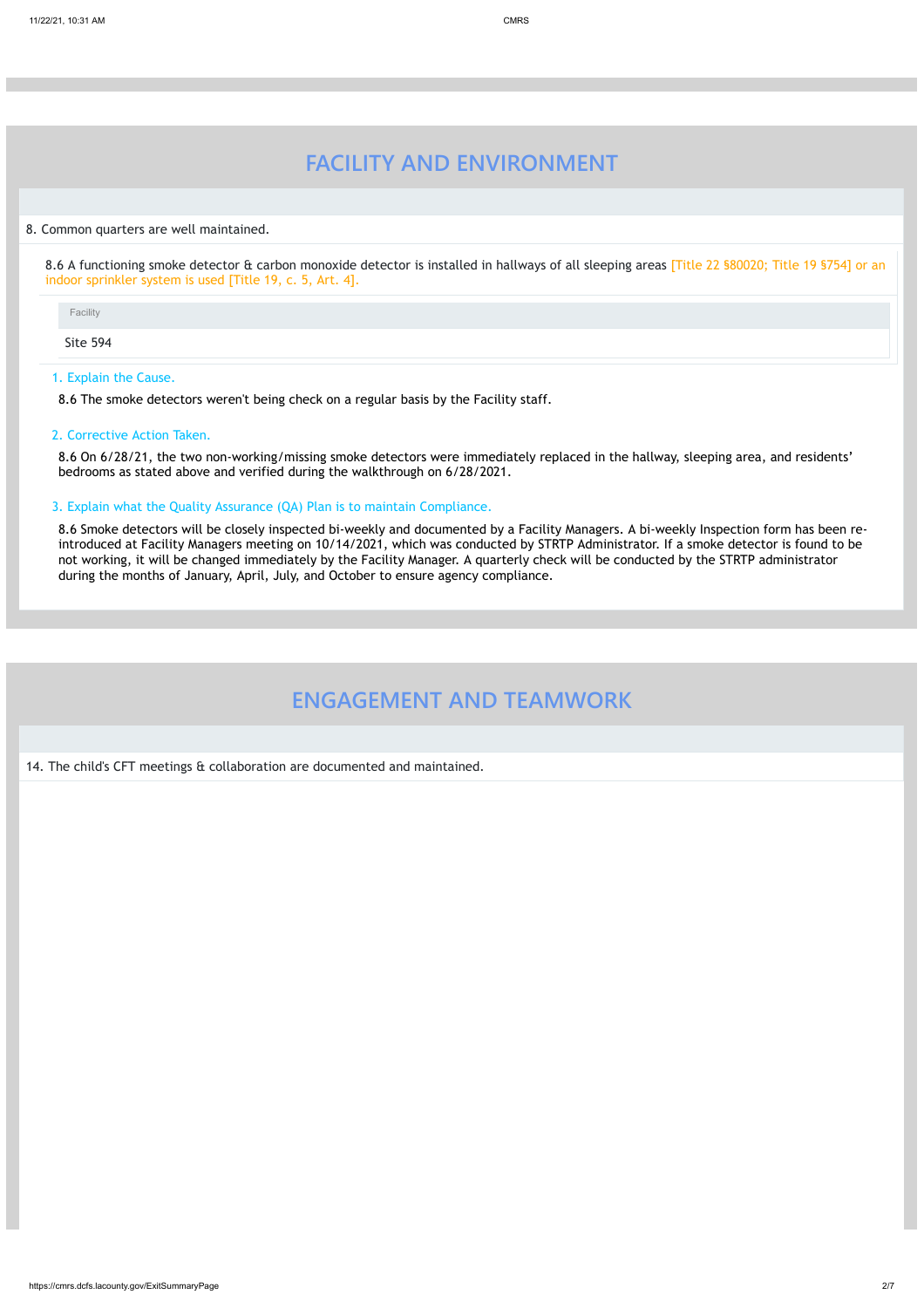# FACILITY AND ENVIRONMENT

8. Common quarters are well maintained.

8.6 A functioning smoke detector & carbon monoxide detector is installed in hallways of all sleeping areas [Title 22 §80020; Title 19 §754] or an indoor sprinkler system is used [Title 19, c. 5, Art. 4].

| Facility |
| --- |
| Site 594 |

1. Explain the Cause.

8.6 The smoke detectors weren't being check on a regular basis by the Facility staff.

2. Corrective Action Taken.

8.6 On 6/28/21, the two non-working/missing smoke detectors were immediately replaced in the hallway, sleeping area, and residents' bedrooms as stated above and verified during the walkthrough on 6/28/2021.

3. Explain what the Quality Assurance (QA) Plan is to maintain Compliance.

8.6 Smoke detectors will be closely inspected bi-weekly and documented by a Facility Managers. A bi-weekly Inspection form has been re-introduced at Facility Managers meeting on 10/14/2021, which was conducted by STRTP Administrator. If a smoke detector is found to be not working, it will be changed immediately by the Facility Manager. A quarterly check will be conducted by the STRTP administrator during the months of January, April, July, and October to ensure agency compliance.

# ENGAGEMENT AND TEAMWORK

14. The child's CFT meetings & collaboration are documented and maintained.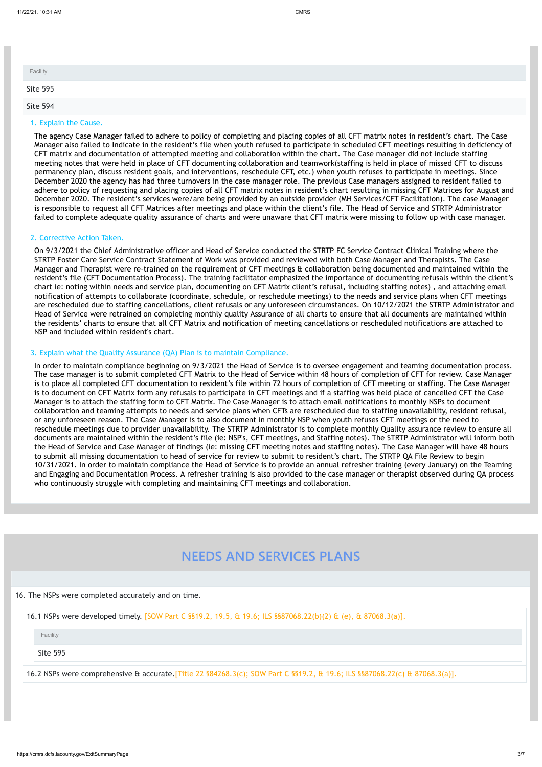| Facility |
| --- |
| Site 595 |
| Site 594 |

1. Explain the Cause.

The agency Case Manager failed to adhere to policy of completing and placing copies of all CFT matrix notes in resident's chart. The Case Manager also failed to Indicate in the resident's file when youth refused to participate in scheduled CFT meetings resulting in deficiency of CFT matrix and documentation of attempted meeting and collaboration within the chart. The Case manager did not include staffing meeting notes that were held in place of CFT documenting collaboration and teamwork(staffing is held in place of missed CFT to discuss permanency plan, discuss resident goals, and interventions, reschedule CFT, etc.) when youth refuses to participate in meetings. Since December 2020 the agency has had three turnovers in the case manager role. The previous Case managers assigned to resident failed to adhere to policy of requesting and placing copies of all CFT matrix notes in resident's chart resulting in missing CFT Matrices for August and December 2020. The resident's services were/are being provided by an outside provider (MH Services/CFT Facilitation). The case Manager is responsible to request all CFT Matrices after meetings and place within the client's file. The Head of Service and STRTP Administrator failed to complete adequate quality assurance of charts and were unaware that CFT matrix were missing to follow up with case manager.

2. Corrective Action Taken.

On 9/3/2021 the Chief Administrative officer and Head of Service conducted the STRTP FC Service Contract Clinical Training where the STRTP Foster Care Service Contract Statement of Work was provided and reviewed with both Case Manager and Therapists. The Case Manager and Therapist were re-trained on the requirement of CFT meetings & collaboration being documented and maintained within the resident's file (CFT Documentation Process). The training facilitator emphasized the importance of documenting refusals within the client's chart ie: noting within needs and service plan, documenting on CFT Matrix client's refusal, including staffing notes) , and attaching email notification of attempts to collaborate (coordinate, schedule, or reschedule meetings) to the needs and service plans when CFT meetings are rescheduled due to staffing cancellations, client refusals or any unforeseen circumstances. On 10/12/2021 the STRTP Administrator and Head of Service were retrained on completing monthly quality Assurance of all charts to ensure that all documents are maintained within the residents' charts to ensure that all CFT Matrix and notification of meeting cancellations or rescheduled notifications are attached to NSP and included within resident's chart.

3. Explain what the Quality Assurance (QA) Plan is to maintain Compliance.

In order to maintain compliance beginning on 9/3/2021 the Head of Service is to oversee engagement and teaming documentation process. The case manager is to submit completed CFT Matrix to the Head of Service within 48 hours of completion of CFT for review. Case Manager is to place all completed CFT documentation to resident's file within 72 hours of completion of CFT meeting or staffing. The Case Manager is to document on CFT Matrix form any refusals to participate in CFT meetings and if a staffing was held place of cancelled CFT the Case Manager is to attach the staffing form to CFT Matrix. The Case Manager is to attach email notifications to monthly NSPs to document collaboration and teaming attempts to needs and service plans when CFTs are rescheduled due to staffing unavailability, resident refusal, or any unforeseen reason. The Case Manager is to also document in monthly NSP when youth refuses CFT meetings or the need to reschedule meetings due to provider unavailability. The STRTP Administrator is to complete monthly Quality assurance review to ensure all documents are maintained within the resident's file (ie: NSP's, CFT meetings, and Staffing notes). The STRTP Administrator will inform both the Head of Service and Case Manager of findings (ie: missing CFT meeting notes and staffing notes). The Case Manager will have 48 hours to submit all missing documentation to head of service for review to submit to resident's chart. The STRTP QA File Review to begin 10/31/2021. In order to maintain compliance the Head of Service is to provide an annual refresher training (every January) on the Teaming and Engaging and Documentation Process. A refresher training is also provided to the case manager or therapist observed during QA process who continuously struggle with completing and maintaining CFT meetings and collaboration.

## NEEDS AND SERVICES PLANS

16. The NSPs were completed accurately and on time.

16.1 NSPs were developed timely. [SOW Part C §§19.2, 19.5, & 19.6; ILS §§87068.22(b)(2) & (e), & 87068.3(a)].

| Facility |
| --- |
| Site 595 |

16.2 NSPs were comprehensive & accurate.[Title 22 §84268.3(c); SOW Part C §§19.2, & 19.6; ILS §§87068.22(c) & 87068.3(a)].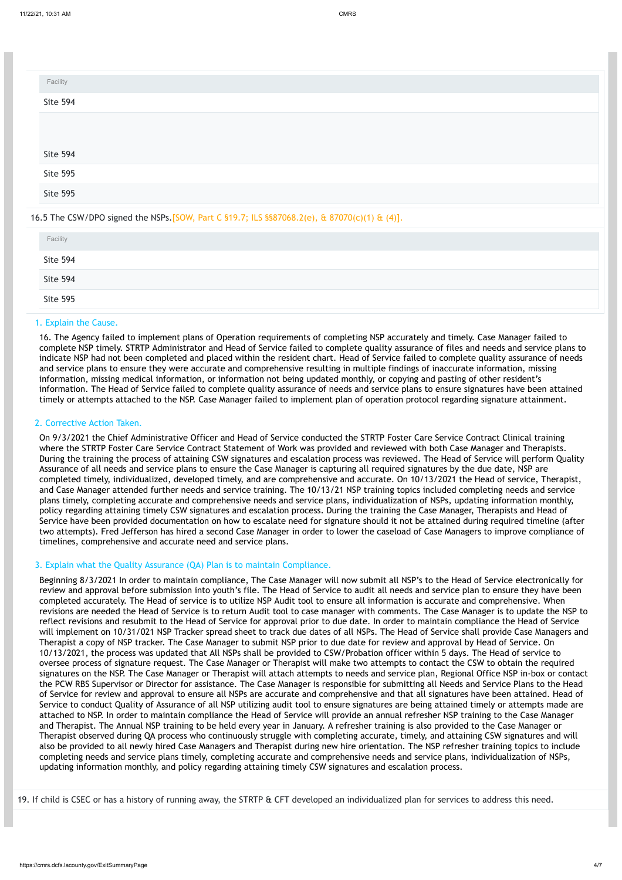| Facility |
| --- |
| Site 594 |
| |
| Site 594 |
| Site 595 |
| Site 595 |

16.5 The CSW/DPO signed the NSPs. [SOW, Part C §19.7; ILS §§87068.2(e), & 87070(c)(1) & (4)].

| Facility |
| --- |
| Site 594 |
| Site 594 |
| Site 595 |

1. Explain the Cause.

16. The Agency failed to implement plans of Operation requirements of completing NSP accurately and timely. Case Manager failed to complete NSP timely. STRTP Administrator and Head of Service failed to complete quality assurance of files and needs and service plans to indicate NSP had not been completed and placed within the resident chart. Head of Service failed to complete quality assurance of needs and service plans to ensure they were accurate and comprehensive resulting in multiple findings of inaccurate information, missing information, missing medical information, or information not being updated monthly, or copying and pasting of other resident's information. The Head of Service failed to complete quality assurance of needs and service plans to ensure signatures have been attained timely or attempts attached to the NSP. Case Manager failed to implement plan of operation protocol regarding signature attainment.

2. Corrective Action Taken.

On 9/3/2021 the Chief Administrative Officer and Head of Service conducted the STRTP Foster Care Service Contract Clinical training where the STRTP Foster Care Service Contract Statement of Work was provided and reviewed with both Case Manager and Therapists. During the training the process of attaining CSW signatures and escalation process was reviewed. The Head of Service will perform Quality Assurance of all needs and service plans to ensure the Case Manager is capturing all required signatures by the due date, NSP are completed timely, individualized, developed timely, and are comprehensive and accurate. On 10/13/2021 the Head of service, Therapist, and Case Manager attended further needs and service training. The 10/13/21 NSP training topics included completing needs and service plans timely, completing accurate and comprehensive needs and service plans, individualization of NSPs, updating information monthly, policy regarding attaining timely CSW signatures and escalation process. During the training the Case Manager, Therapists and Head of Service have been provided documentation on how to escalate need for signature should it not be attained during required timeline (after two attempts). Fred Jefferson has hired a second Case Manager in order to lower the caseload of Case Managers to improve compliance of timelines, comprehensive and accurate need and service plans.

3. Explain what the Quality Assurance (QA) Plan is to maintain Compliance.

Beginning 8/3/2021 In order to maintain compliance, The Case Manager will now submit all NSP's to the Head of Service electronically for review and approval before submission into youth's file. The Head of Service to audit all needs and service plan to ensure they have been completed accurately. The Head of service is to utilize NSP Audit tool to ensure all information is accurate and comprehensive. When revisions are needed the Head of Service is to return Audit tool to case manager with comments. The Case Manager is to update the NSP to reflect revisions and resubmit to the Head of Service for approval prior to due date. In order to maintain compliance the Head of Service will implement on 10/31/021 NSP Tracker spread sheet to track due dates of all NSPs. The Head of Service shall provide Case Managers and Therapist a copy of NSP tracker. The Case Manager to submit NSP prior to due date for review and approval by Head of Service. On 10/13/2021, the process was updated that All NSPs shall be provided to CSW/Probation officer within 5 days. The Head of service to oversee process of signature request. The Case Manager or Therapist will make two attempts to contact the CSW to obtain the required signatures on the NSP. The Case Manager or Therapist will attach attempts to needs and service plan, Regional Office NSP in-box or contact the PCW RBS Supervisor or Director for assistance. The Case Manager is responsible for submitting all Needs and Service Plans to the Head of Service for review and approval to ensure all NSPs are accurate and comprehensive and that all signatures have been attained. Head of Service to conduct Quality of Assurance of all NSP utilizing audit tool to ensure signatures are being attained timely or attempts made are attached to NSP. In order to maintain compliance the Head of Service will provide an annual refresher NSP training to the Case Manager and Therapist. The Annual NSP training to be held every year in January. A refresher training is also provided to the Case Manager or Therapist observed during QA process who continuously struggle with completing accurate, timely, and attaining CSW signatures and will also be provided to all newly hired Case Managers and Therapist during new hire orientation. The NSP refresher training topics to include completing needs and service plans timely, completing accurate and comprehensive needs and service plans, individualization of NSPs, updating information monthly, and policy regarding attaining timely CSW signatures and escalation process.

19. If child is CSEC or has a history of running away, the STRTP & CFT developed an individualized plan for services to address this need.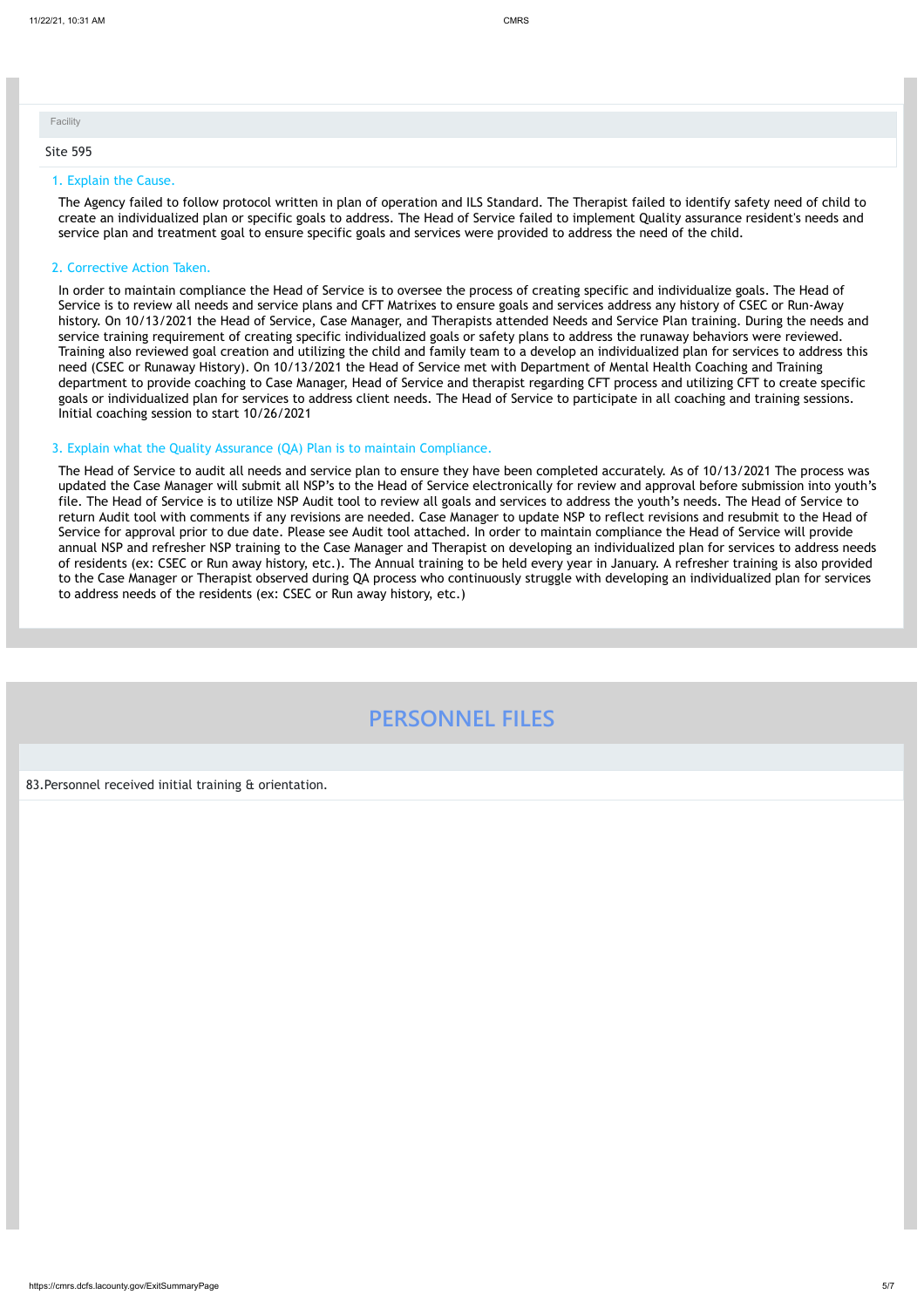Facility

Site 595

### 1. Explain the Cause.

The Agency failed to follow protocol written in plan of operation and ILS Standard. The Therapist failed to identify safety need of child to create an individualized plan or specific goals to address. The Head of Service failed to implement Quality assurance resident's needs and service plan and treatment goal to ensure specific goals and services were provided to address the need of the child.

### 2. Corrective Action Taken.

In order to maintain compliance the Head of Service is to oversee the process of creating specific and individualize goals. The Head of Service is to review all needs and service plans and CFT Matrixes to ensure goals and services address any history of CSEC or Run-Away history. On 10/13/2021 the Head of Service, Case Manager, and Therapists attended Needs and Service Plan training. During the needs and service training requirement of creating specific individualized goals or safety plans to address the runaway behaviors were reviewed. Training also reviewed goal creation and utilizing the child and family team to a develop an individualized plan for services to address this need (CSEC or Runaway History). On 10/13/2021 the Head of Service met with Department of Mental Health Coaching and Training department to provide coaching to Case Manager, Head of Service and therapist regarding CFT process and utilizing CFT to create specific goals or individualized plan for services to address client needs. The Head of Service to participate in all coaching and training sessions. Initial coaching session to start 10/26/2021

### 3. Explain what the Quality Assurance (QA) Plan is to maintain Compliance.

The Head of Service to audit all needs and service plan to ensure they have been completed accurately. As of 10/13/2021 The process was updated the Case Manager will submit all NSP's to the Head of Service electronically for review and approval before submission into youth's file. The Head of Service is to utilize NSP Audit tool to review all goals and services to address the youth's needs. The Head of Service to return Audit tool with comments if any revisions are needed. Case Manager to update NSP to reflect revisions and resubmit to the Head of Service for approval prior to due date. Please see Audit tool attached. In order to maintain compliance the Head of Service will provide annual NSP and refresher NSP training to the Case Manager and Therapist on developing an individualized plan for services to address needs of residents (ex: CSEC or Run away history, etc.). The Annual training to be held every year in January. A refresher training is also provided to the Case Manager or Therapist observed during QA process who continuously struggle with developing an individualized plan for services to address needs of the residents (ex: CSEC or Run away history, etc.)

## PERSONNEL FILES

83.Personnel received initial training & orientation.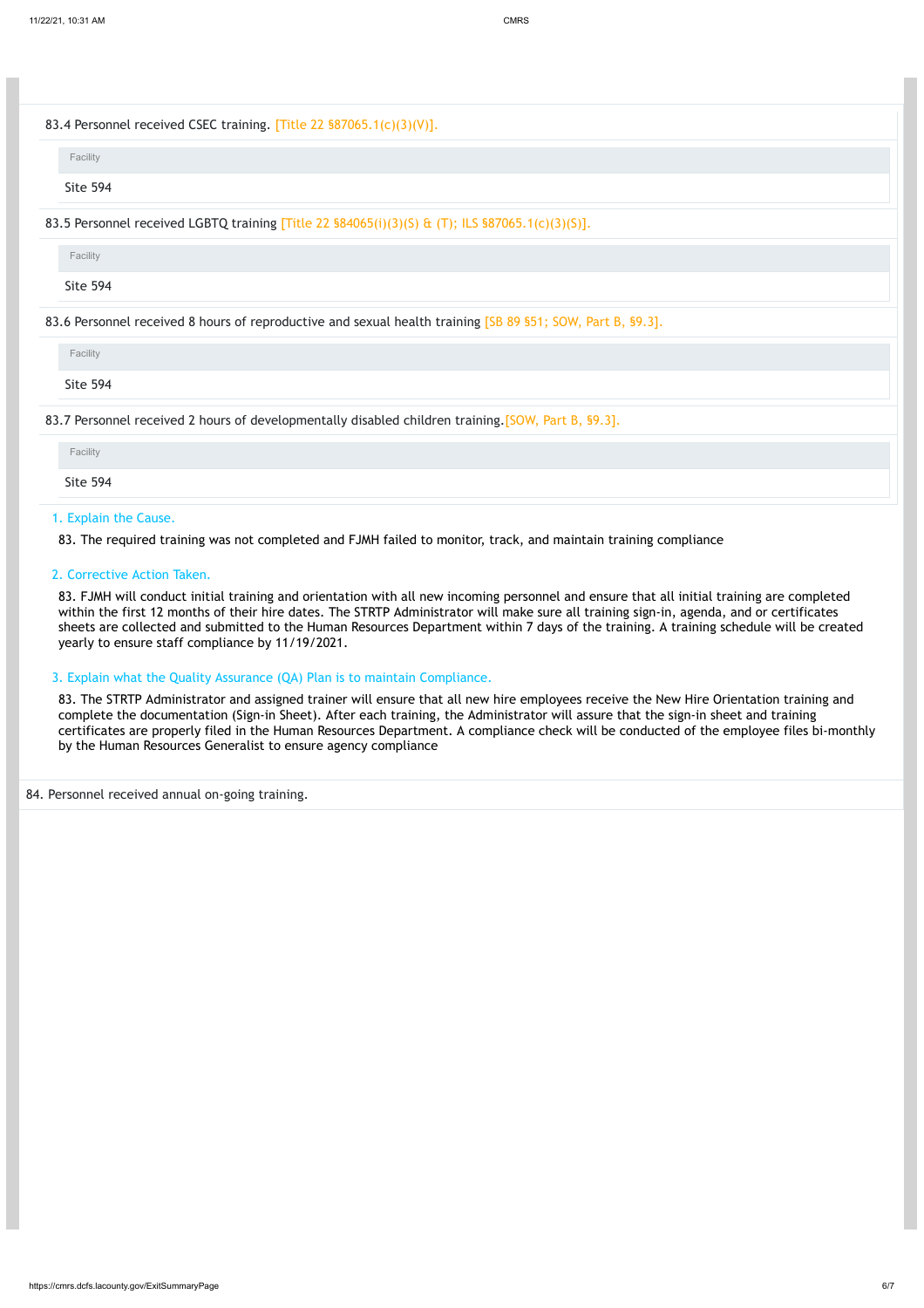83.4 Personnel received CSEC training. [Title 22 §87065.1(c)(3)(V)].

| Facility |
| --- |
| Site 594 |

83.5 Personnel received LGBTQ training [Title 22 §84065(i)(3)(S) & (T); ILS §87065.1(c)(3)(S)].

| Facility |
| --- |
| Site 594 |

83.6 Personnel received 8 hours of reproductive and sexual health training [SB 89 §51; SOW, Part B, §9.3].

| Facility |
| --- |
| Site 594 |

83.7 Personnel received 2 hours of developmentally disabled children training.[SOW, Part B, §9.3].

| Facility |
| --- |
| Site 594 |

1. Explain the Cause.

83. The required training was not completed and FJMH failed to monitor, track, and maintain training compliance

2. Corrective Action Taken.

83. FJMH will conduct initial training and orientation with all new incoming personnel and ensure that all initial training are completed within the first 12 months of their hire dates. The STRTP Administrator will make sure all training sign-in, agenda, and or certificates sheets are collected and submitted to the Human Resources Department within 7 days of the training. A training schedule will be created yearly to ensure staff compliance by 11/19/2021.

3. Explain what the Quality Assurance (QA) Plan is to maintain Compliance.

83. The STRTP Administrator and assigned trainer will ensure that all new hire employees receive the New Hire Orientation training and complete the documentation (Sign-in Sheet). After each training, the Administrator will assure that the sign-in sheet and training certificates are properly filed in the Human Resources Department. A compliance check will be conducted of the employee files bi-monthly by the Human Resources Generalist to ensure agency compliance

84. Personnel received annual on-going training.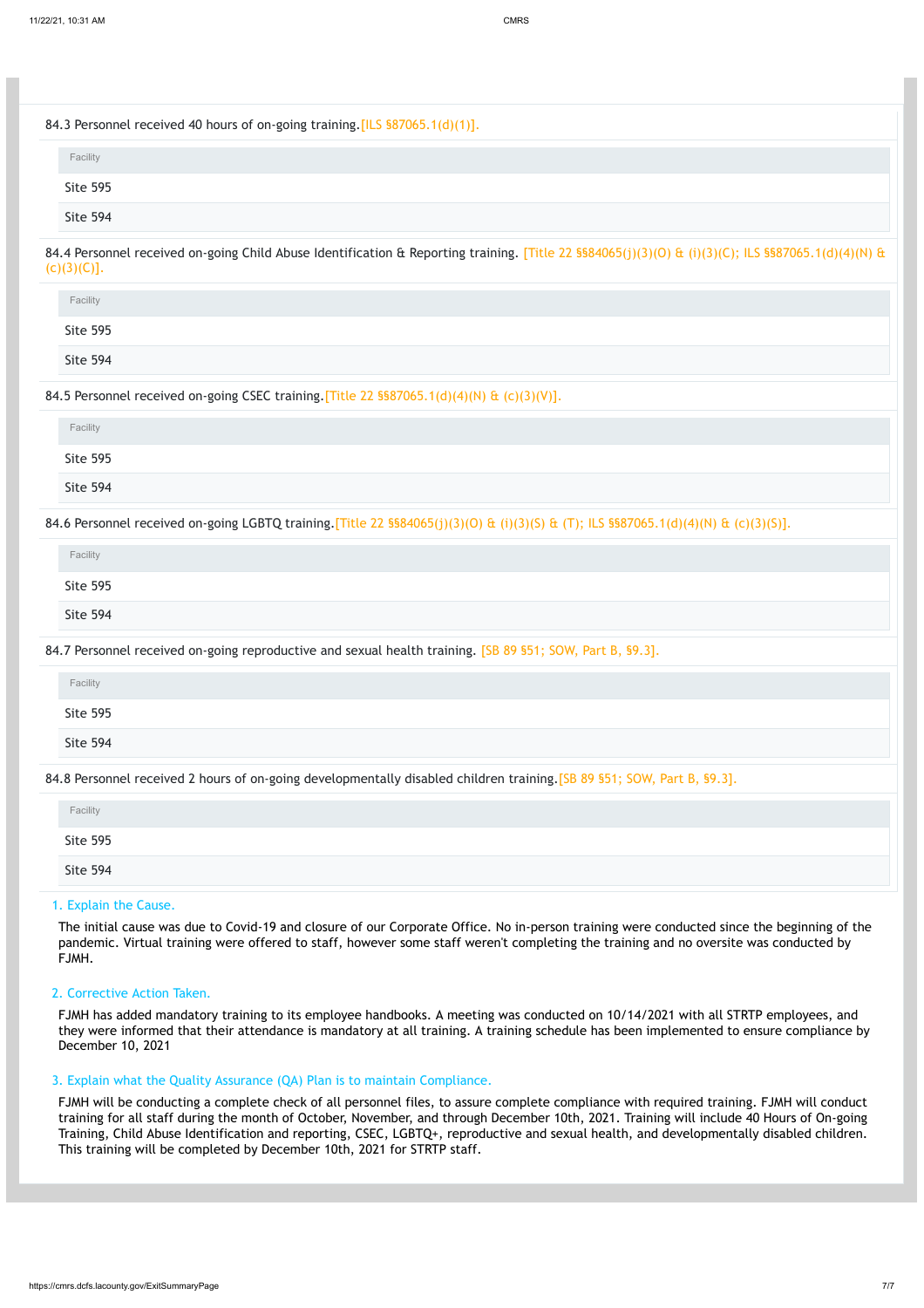84.3 Personnel received 40 hours of on-going training. [ILS §87065.1(d)(1)].

| Facility |
| --- |
| Site 595 |
| Site 594 |

84.4 Personnel received on-going Child Abuse Identification & Reporting training. [Title 22 §§84065(j)(3)(O) & (i)(3)(C); ILS §§87065.1(d)(4)(N) & (c)(3)(C)].

| Facility |
| --- |
| Site 595 |
| Site 594 |

84.5 Personnel received on-going CSEC training. [Title 22 §§87065.1(d)(4)(N) & (c)(3)(V)].

| Facility |
| --- |
| Site 595 |
| Site 594 |

84.6 Personnel received on-going LGBTQ training. [Title 22 §§84065(j)(3)(O) & (i)(3)(S) & (T); ILS §§87065.1(d)(4)(N) & (c)(3)(S)].

| Facility |
| --- |
| Site 595 |
| Site 594 |

84.7 Personnel received on-going reproductive and sexual health training. [SB 89 §51; SOW, Part B, §9.3].

| Facility |
| --- |
| Site 595 |
| Site 594 |

84.8 Personnel received 2 hours of on-going developmentally disabled children training. [SB 89 §51; SOW, Part B, §9.3].

| Facility |
| --- |
| Site 595 |
| Site 594 |

1. Explain the Cause.

The initial cause was due to Covid-19 and closure of our Corporate Office. No in-person training were conducted since the beginning of the pandemic. Virtual training were offered to staff, however some staff weren't completing the training and no oversite was conducted by FJMH.

2. Corrective Action Taken.

FJMH has added mandatory training to its employee handbooks. A meeting was conducted on 10/14/2021 with all STRTP employees, and they were informed that their attendance is mandatory at all training. A training schedule has been implemented to ensure compliance by December 10, 2021

3. Explain what the Quality Assurance (QA) Plan is to maintain Compliance.

FJMH will be conducting a complete check of all personnel files, to assure complete compliance with required training. FJMH will conduct training for all staff during the month of October, November, and through December 10th, 2021. Training will include 40 Hours of On-going Training, Child Abuse Identification and reporting, CSEC, LGBTQ+, reproductive and sexual health, and developmentally disabled children. This training will be completed by December 10th, 2021 for STRTP staff.